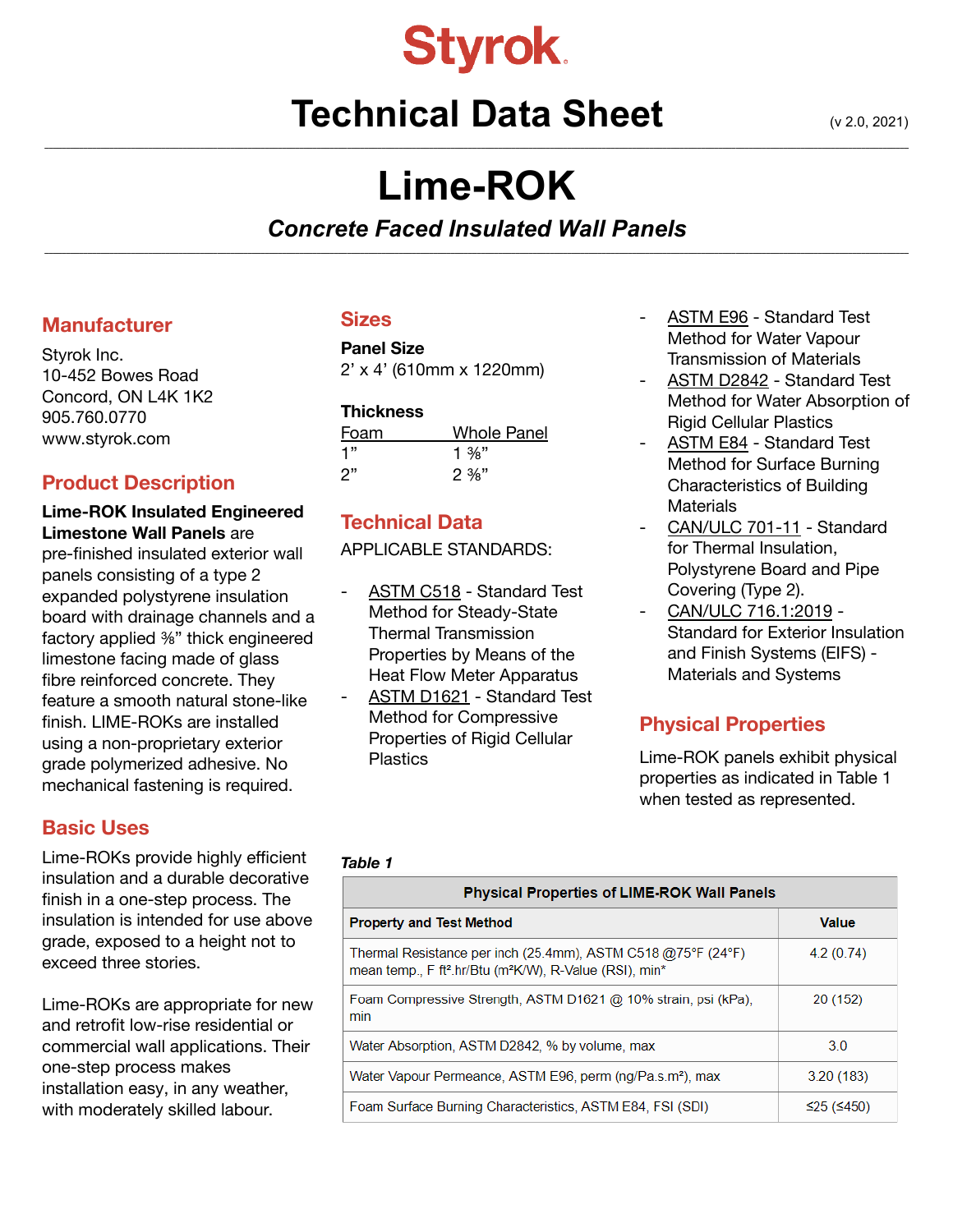Styrok

# Technical Data Sheet

(v 2.0, 2021)

# Lime-ROK

***Concrete Faced Insulated Wall Panels***

## Manufacturer

Styrok Inc.
10-452 Bowes Road
Concord, ON L4K 1K2
905.760.0770
www.styrok.com

## Product Description

**Lime-ROK Insulated Engineered Limestone Wall Panels** are pre-finished insulated exterior wall panels consisting of a type 2 expanded polystyrene insulation board with drainage channels and a factory applied ⅜” thick engineered limestone facing made of glass fibre reinforced concrete. They feature a smooth natural stone-like finish. LIME-ROKs are installed using a non-proprietary exterior grade polymerized adhesive. No mechanical fastening is required.

## Basic Uses

Lime-ROKs provide highly efficient insulation and a durable decorative finish in a one-step process. The insulation is intended for use above grade, exposed to a height not to exceed three stories.

Lime-ROKs are appropriate for new and retrofit low-rise residential or commercial wall applications. Their one-step process makes installation easy, in any weather, with moderately skilled labour.

## Sizes

**Panel Size**
2’ x 4’ (610mm x 1220mm)

**Thickness**

| Foam | Whole Panel |
|---|---|
| 1” | 1 ⅜” |
| 2” | 2 ⅜” |

## Technical Data

APPLICABLE STANDARDS:

- ASTM C518 - Standard Test Method for Steady-State Thermal Transmission Properties by Means of the Heat Flow Meter Apparatus
- ASTM D1621 - Standard Test Method for Compressive Properties of Rigid Cellular Plastics
- ASTM E96 - Standard Test Method for Water Vapour Transmission of Materials
- ASTM D2842 - Standard Test Method for Water Absorption of Rigid Cellular Plastics
- ASTM E84 - Standard Test Method for Surface Burning Characteristics of Building Materials
- CAN/ULC 701-11 - Standard for Thermal Insulation, Polystyrene Board and Pipe Covering (Type 2).
- CAN/ULC 716.1:2019 - Standard for Exterior Insulation and Finish Systems (EIFS) - Materials and Systems

## Physical Properties

Lime-ROK panels exhibit physical properties as indicated in Table 1 when tested as represented.

***Table 1***

| Physical Properties of LIME-ROK Wall Panels | |
|---|---|
| **Property and Test Method** | **Value** |
| Thermal Resistance per inch (25.4mm), ASTM C518 @75°F (24°F) mean temp., F ft².hr/Btu (m²K/W), R-Value (RSI), min* | 4.2 (0.74) |
| Foam Compressive Strength, ASTM D1621 @ 10% strain, psi (kPa), min | 20 (152) |
| Water Absorption, ASTM D2842, % by volume, max | 3.0 |
| Water Vapour Permeance, ASTM E96, perm (ng/Pa.s.m²), max | 3.20 (183) |
| Foam Surface Burning Characteristics, ASTM E84, FSI (SDI) | ≤25 (≤450) |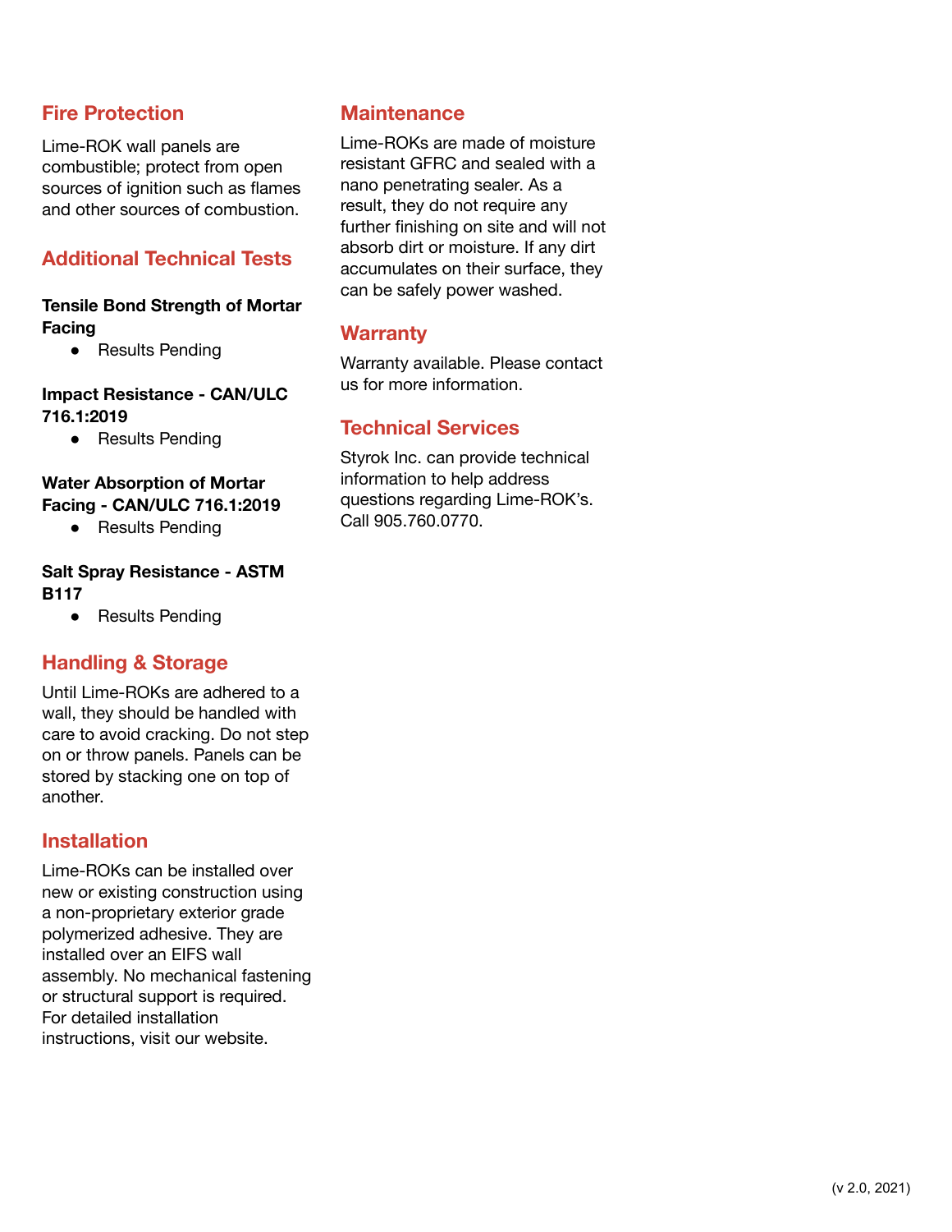## Fire Protection

Lime-ROK wall panels are combustible; protect from open sources of ignition such as flames and other sources of combustion.

## Additional Technical Tests

**Tensile Bond Strength of Mortar Facing**

- Results Pending

**Impact Resistance - CAN/ULC 716.1:2019**

- Results Pending

**Water Absorption of Mortar Facing - CAN/ULC 716.1:2019**

- Results Pending

**Salt Spray Resistance - ASTM B117**

- Results Pending

## Handling & Storage

Until Lime-ROKs are adhered to a wall, they should be handled with care to avoid cracking. Do not step on or throw panels. Panels can be stored by stacking one on top of another.

## Installation

Lime-ROKs can be installed over new or existing construction using a non-proprietary exterior grade polymerized adhesive. They are installed over an EIFS wall assembly. No mechanical fastening or structural support is required. For detailed installation instructions, visit our website.

## Maintenance

Lime-ROKs are made of moisture resistant GFRC and sealed with a nano penetrating sealer. As a result, they do not require any further finishing on site and will not absorb dirt or moisture. If any dirt accumulates on their surface, they can be safely power washed.

## Warranty

Warranty available. Please contact us for more information.

## Technical Services

Styrok Inc. can provide technical information to help address questions regarding Lime-ROK's. Call 905.760.0770.

(v 2.0, 2021)